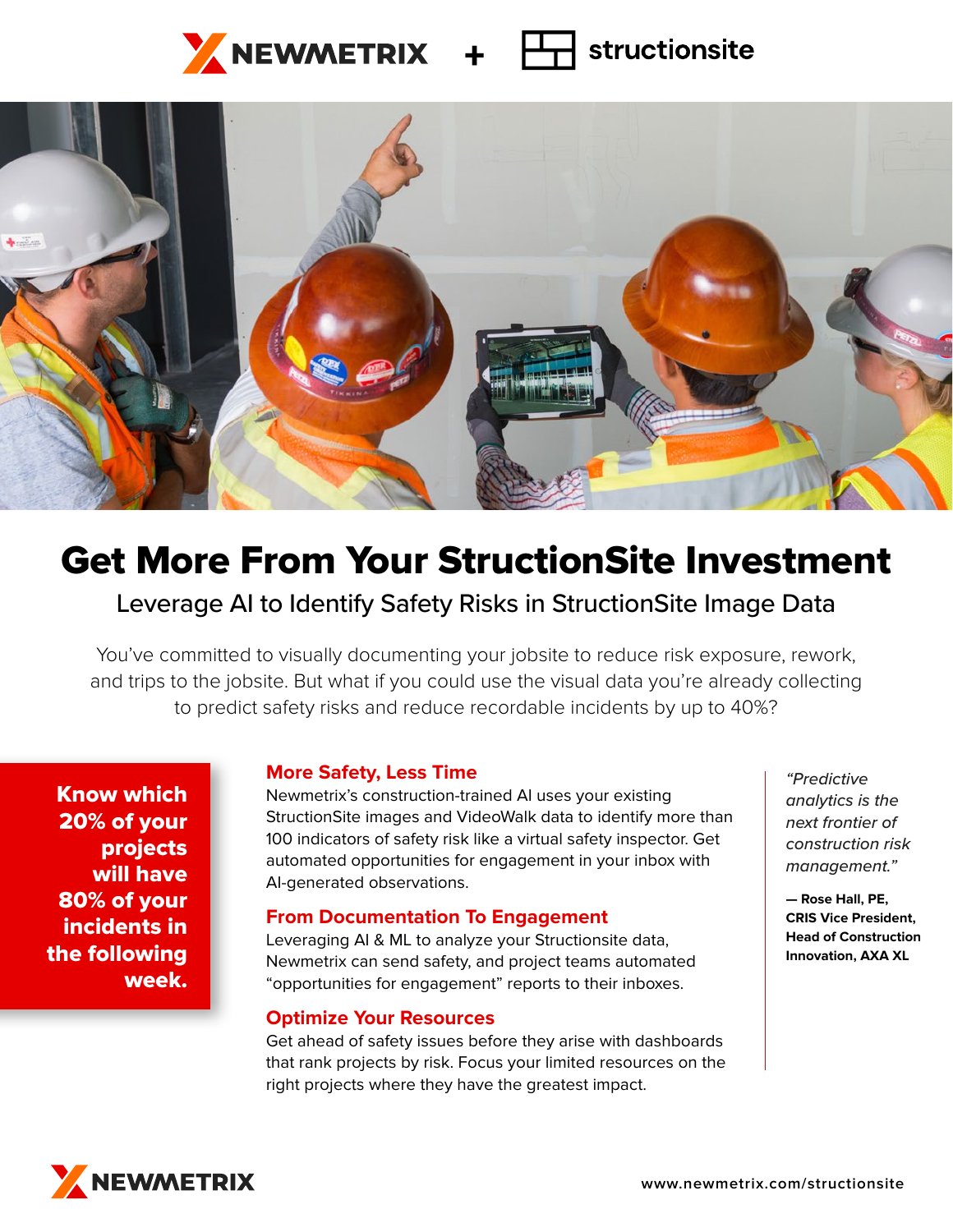NEWMETRIX + structionsite

# Get More From Your StructionSite Investment

## Leverage AI to Identify Safety Risks in StructionSite Image Data

You've committed to visually documenting your jobsite to reduce risk exposure, rework, and trips to the jobsite. But what if you could use the visual data you're already collecting to predict safety risks and reduce recordable incidents by up to 40%?

**Know which 20% of your projects will have 80% of your incidents in the following week.**

### More Safety, Less Time

Newmetrix's construction-trained AI uses your existing StructionSite images and VideoWalk data to identify more than 100 indicators of safety risk like a virtual safety inspector. Get automated opportunities for engagement in your inbox with AI-generated observations.

### From Documentation To Engagement

Leveraging AI & ML to analyze your Structionsite data, Newmetrix can send safety, and project teams automated "opportunities for engagement" reports to their inboxes.

### Optimize Your Resources

Get ahead of safety issues before they arise with dashboards that rank projects by risk. Focus your limited resources on the right projects where they have the greatest impact.

*"Predictive analytics is the next frontier of construction risk management."*

**— Rose Hall, PE, CRIS Vice President, Head of Construction Innovation, AXA XL**

NEWMETRIX

www.newmetrix.com/structionsite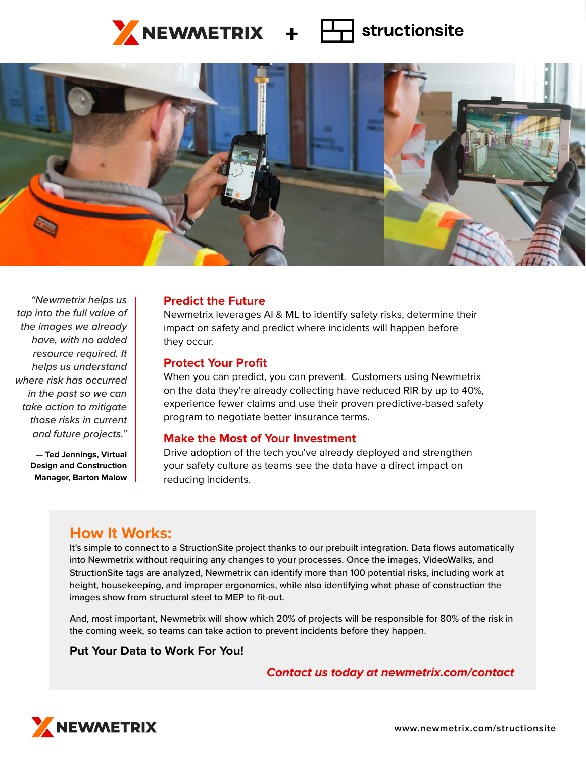NEWMETRIX + structionsite

*"Newmetrix helps us tap into the full value of the images we already have, with no added resource required. It helps us understand where risk has occurred in the past so we can take action to mitigate those risks in current and future projects."*

**— Ted Jennings, Virtual Design and Construction Manager, Barton Malow**

## Predict the Future

Newmetrix leverages AI & ML to identify safety risks, determine their impact on safety and predict where incidents will happen before they occur.

## Protect Your Profit

When you can predict, you can prevent. Customers using Newmetrix on the data they're already collecting have reduced RIR by up to 40%, experience fewer claims and use their proven predictive-based safety program to negotiate better insurance terms.

## Make the Most of Your Investment

Drive adoption of the tech you've already deployed and strengthen your safety culture as teams see the data have a direct impact on reducing incidents.

## How It Works:

It's simple to connect to a StructionSite project thanks to our prebuilt integration. Data flows automatically into Newmetrix without requiring any changes to your processes. Once the images, VideoWalks, and StructionSite tags are analyzed, Newmetrix can identify more than 100 potential risks, including work at height, housekeeping, and improper ergonomics, while also identifying what phase of construction the images show from structural steel to MEP to fit-out.

And, most important, Newmetrix will show which 20% of projects will be responsible for 80% of the risk in the coming week, so teams can take action to prevent incidents before they happen.

**Put Your Data to Work For You!**

***Contact us today at newmetrix.com/contact***

NEWMETRIX

www.newmetrix.com/structionsite